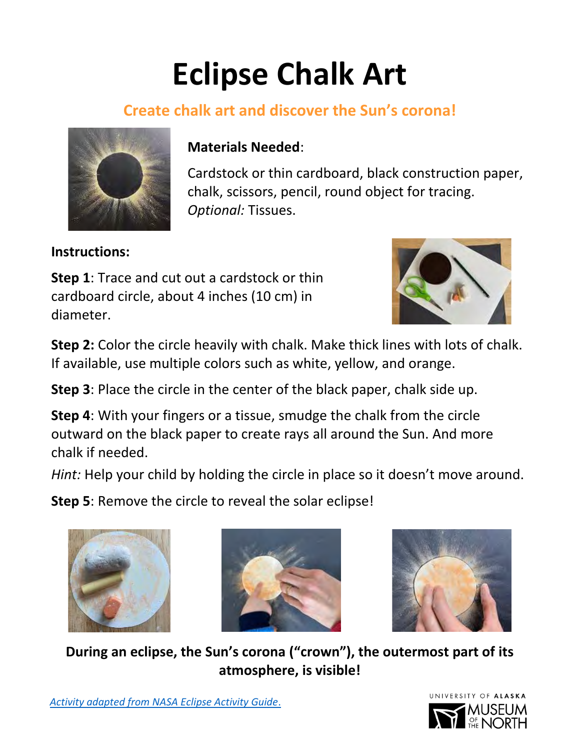# Eclipse Chalk Art

## Create chalk art and discover the Sun's corona!

**Materials Needed**:

Cardstock or thin cardboard, black construction paper, chalk, scissors, pencil, round object for tracing. *Optional:* Tissues.

**Instructions:**

**Step 1**: Trace and cut out a cardstock or thin cardboard circle, about 4 inches (10 cm) in diameter.

**Step 2:** Color the circle heavily with chalk. Make thick lines with lots of chalk. If available, use multiple colors such as white, yellow, and orange.

**Step 3**: Place the circle in the center of the black paper, chalk side up.

**Step 4**: With your fingers or a tissue, smudge the chalk from the circle outward on the black paper to create rays all around the Sun. And more chalk if needed.

*Hint:* Help your child by holding the circle in place so it doesn't move around.

**Step 5**: Remove the circle to reveal the solar eclipse!

**During an eclipse, the Sun's corona ("crown"), the outermost part of its atmosphere, is visible!**

*Activity adapted from NASA Eclipse Activity Guide.*

UNIVERSITY OF ALASKA MUSEUM OF THE NORTH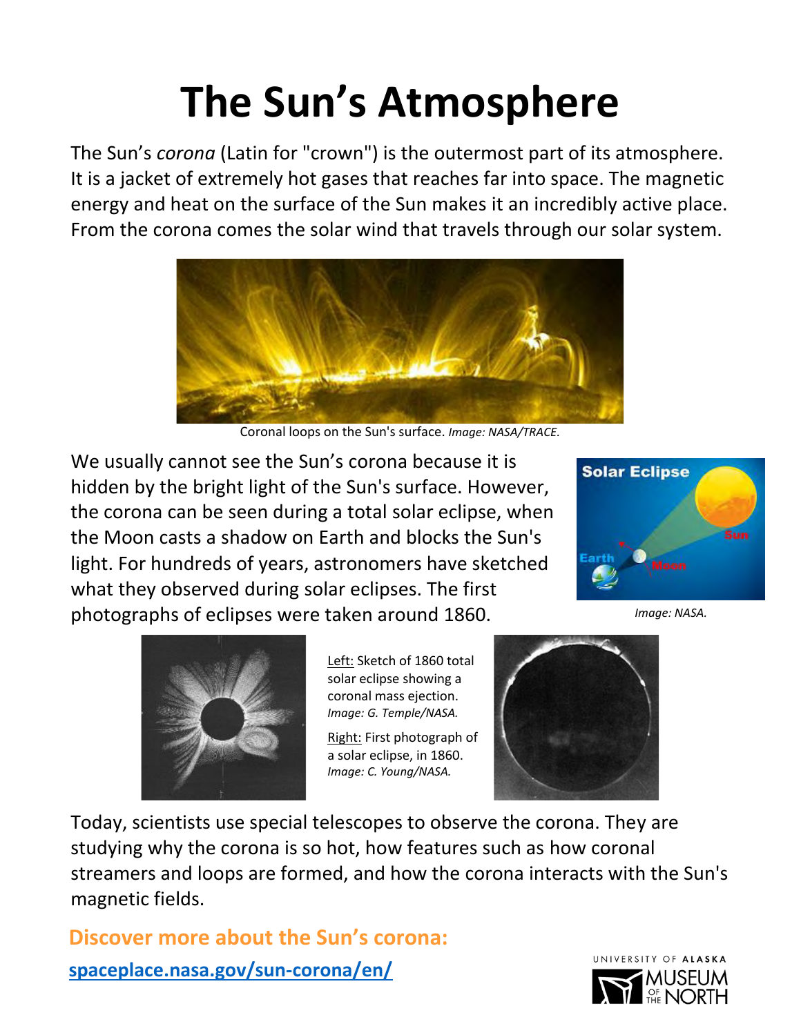# The Sun's Atmosphere

The Sun's *corona* (Latin for "crown") is the outermost part of its atmosphere. It is a jacket of extremely hot gases that reaches far into space. The magnetic energy and heat on the surface of the Sun makes it an incredibly active place. From the corona comes the solar wind that travels through our solar system.

Coronal loops on the Sun's surface. *Image: NASA/TRACE.*

We usually cannot see the Sun's corona because it is hidden by the bright light of the Sun's surface. However, the corona can be seen during a total solar eclipse, when the Moon casts a shadow on Earth and blocks the Sun's light. For hundreds of years, astronomers have sketched what they observed during solar eclipses. The first photographs of eclipses were taken around 1860.

Solar Eclipse

Sun

Earth

Moon

*Image: NASA.*

Left: Sketch of 1860 total solar eclipse showing a coronal mass ejection. *Image: G. Temple/NASA.*

Right: First photograph of a solar eclipse, in 1860. *Image: C. Young/NASA.*

Today, scientists use special telescopes to observe the corona. They are studying why the corona is so hot, how features such as how coronal streamers and loops are formed, and how the corona interacts with the Sun's magnetic fields.

**Discover more about the Sun's corona:**

[spaceplace.nasa.gov/sun-corona/en/](https://spaceplace.nasa.gov/sun-corona/en/)

UNIVERSITY OF ALASKA MUSEUM OF THE NORTH